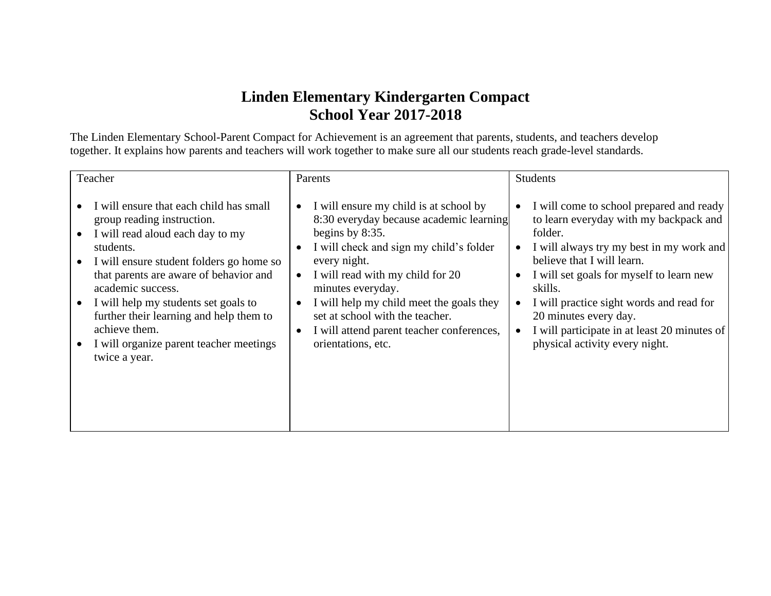# Linden Elementary Kindergarten Compact
# School Year 2017-2018

The Linden Elementary School-Parent Compact for Achievement is an agreement that parents, students, and teachers develop together. It explains how parents and teachers will work together to make sure all our students reach grade-level standards.

| Teacher | Parents | Students |
|---|---|---|
| • I will ensure that each child has small group reading instruction.<br>• I will read aloud each day to my students.<br>• I will ensure student folders go home so that parents are aware of behavior and academic success.<br>• I will help my students set goals to further their learning and help them to achieve them.<br>• I will organize parent teacher meetings twice a year. | • I will ensure my child is at school by 8:30 everyday because academic learning begins by 8:35.<br>• I will check and sign my child's folder every night.<br>• I will read with my child for 20 minutes everyday.<br>• I will help my child meet the goals they set at school with the teacher.<br>• I will attend parent teacher conferences, orientations, etc. | • I will come to school prepared and ready to learn everyday with my backpack and folder.<br>• I will always try my best in my work and believe that I will learn.<br>• I will set goals for myself to learn new skills.<br>• I will practice sight words and read for 20 minutes every day.<br>• I will participate in at least 20 minutes of physical activity every night. |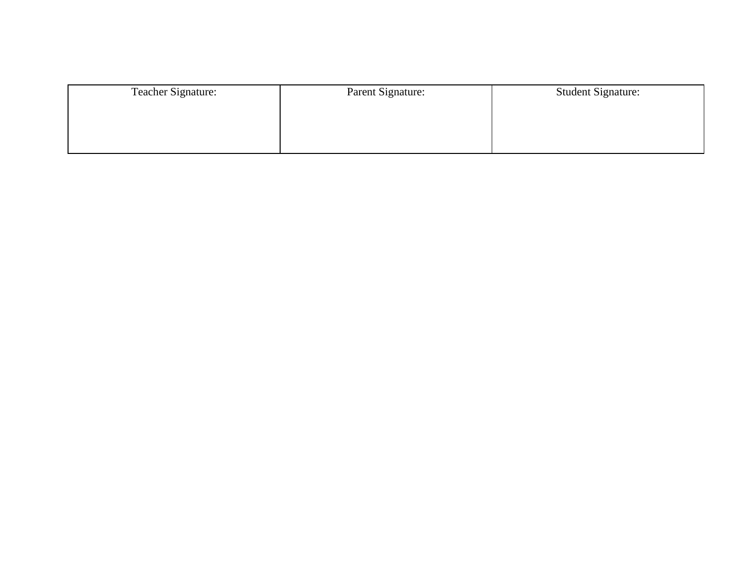| Teacher Signature: | Parent Signature: | Student Signature: |
| --- | --- | --- |
| | | |